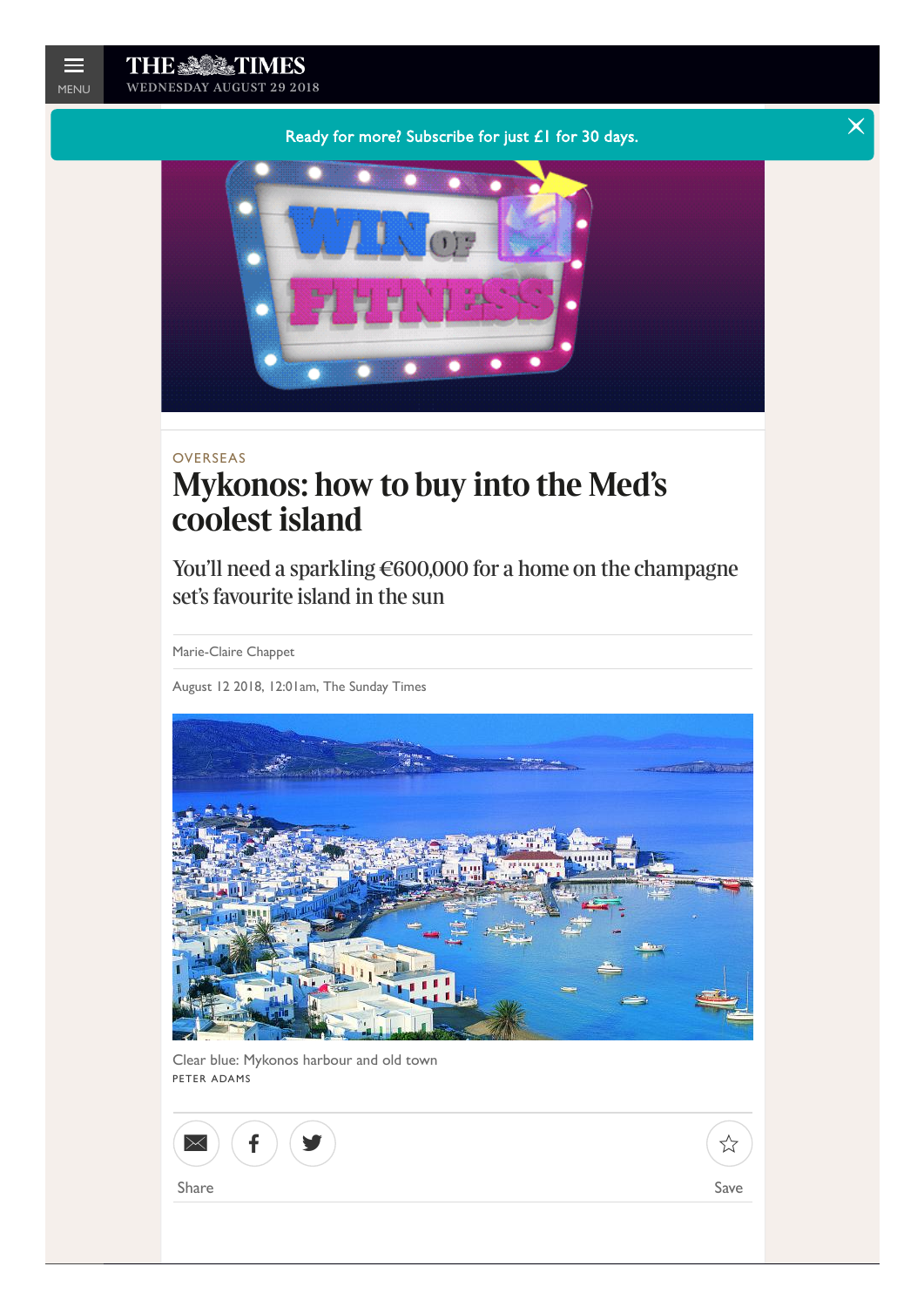OVERSEAS

# Mykonos: how to buy into the Med's coolest island

You'll need a sparkling €600,000 for a home on the champagne set's favourite island in the sun

Marie-Claire Chappet

August 12 2018, 12:01am, The Sunday Times

Clear blue: Mykonos harbour and old town
PETER ADAMS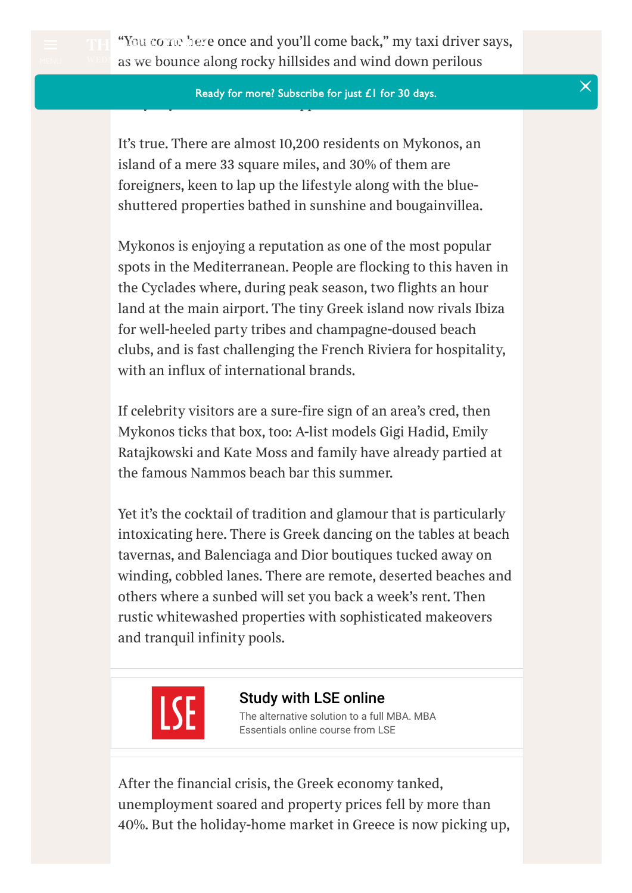"You come here once and you'll come back," my taxi driver says, as we bounce along rocky hillsides and wind down perilous

It's true. There are almost 10,200 residents on Mykonos, an island of a mere 33 square miles, and 30% of them are foreigners, keen to lap up the lifestyle along with the blue-shuttered properties bathed in sunshine and bougainvillea.

Mykonos is enjoying a reputation as one of the most popular spots in the Mediterranean. People are flocking to this haven in the Cyclades where, during peak season, two flights an hour land at the main airport. The tiny Greek island now rivals Ibiza for well-heeled party tribes and champagne-doused beach clubs, and is fast challenging the French Riviera for hospitality, with an influx of international brands.

If celebrity visitors are a sure-fire sign of an area's cred, then Mykonos ticks that box, too: A-list models Gigi Hadid, Emily Ratajkowski and Kate Moss and family have already partied at the famous Nammos beach bar this summer.

Yet it's the cocktail of tradition and glamour that is particularly intoxicating here. There is Greek dancing on the tables at beach tavernas, and Balenciaga and Dior boutiques tucked away on winding, cobbled lanes. There are remote, deserted beaches and others where a sunbed will set you back a week's rent. Then rustic whitewashed properties with sophisticated makeovers and tranquil infinity pools.

After the financial crisis, the Greek economy tanked, unemployment soared and property prices fell by more than 40%. But the holiday-home market in Greece is now picking up,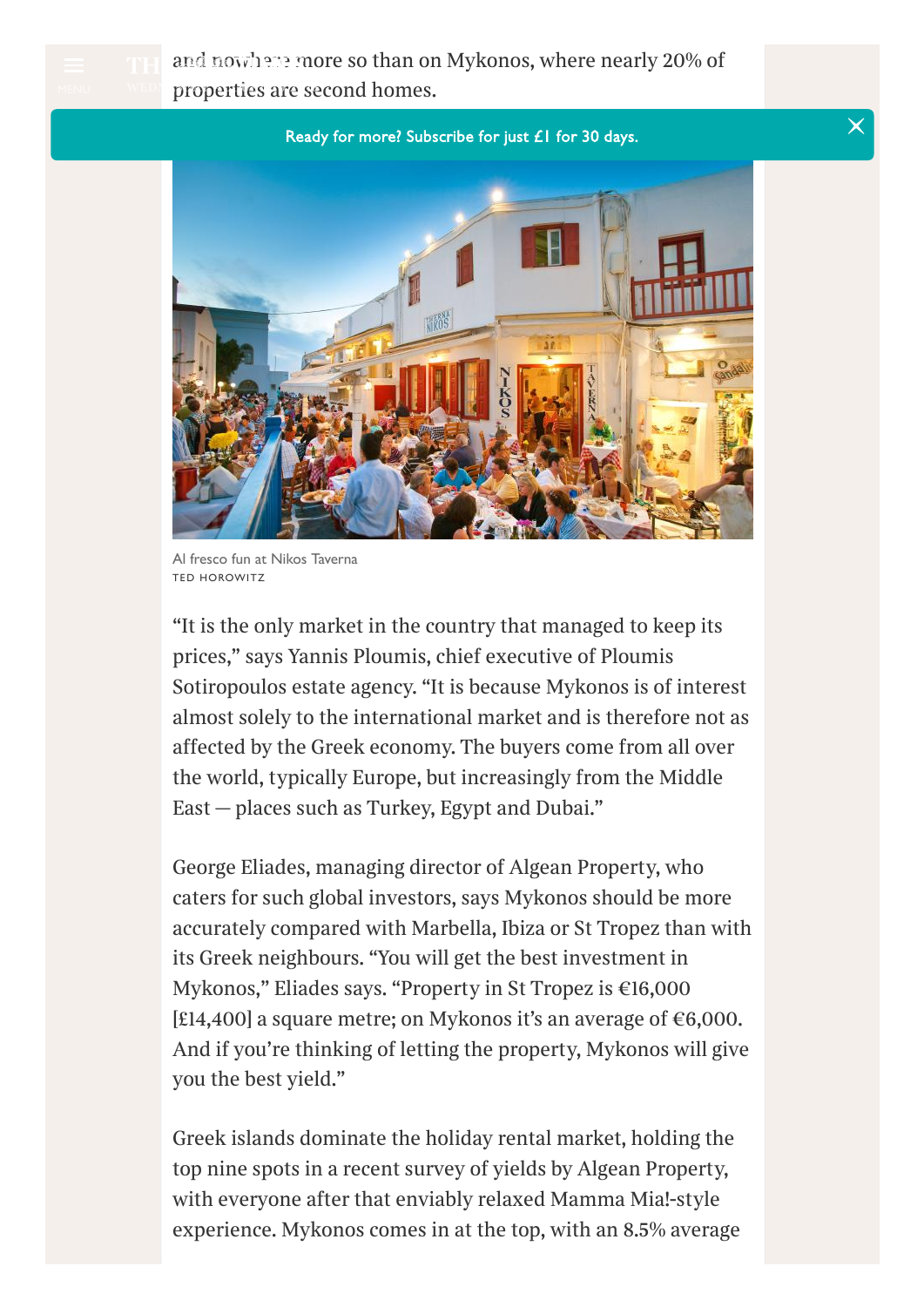and nowhere more so than on Mykonos, where nearly 20% of properties are second homes.

Al fresco fun at Nikos Taverna
TED HOROWITZ

"It is the only market in the country that managed to keep its prices," says Yannis Ploumis, chief executive of Ploumis Sotiropoulos estate agency. "It is because Mykonos is of interest almost solely to the international market and is therefore not as affected by the Greek economy. The buyers come from all over the world, typically Europe, but increasingly from the Middle East — places such as Turkey, Egypt and Dubai."

George Eliades, managing director of Algean Property, who caters for such global investors, says Mykonos should be more accurately compared with Marbella, Ibiza or St Tropez than with its Greek neighbours. "You will get the best investment in Mykonos," Eliades says. "Property in St Tropez is €16,000 [£14,400] a square metre; on Mykonos it's an average of €6,000. And if you're thinking of letting the property, Mykonos will give you the best yield."

Greek islands dominate the holiday rental market, holding the top nine spots in a recent survey of yields by Algean Property, with everyone after that enviably relaxed Mamma Mia!-style experience. Mykonos comes in at the top, with an 8.5% average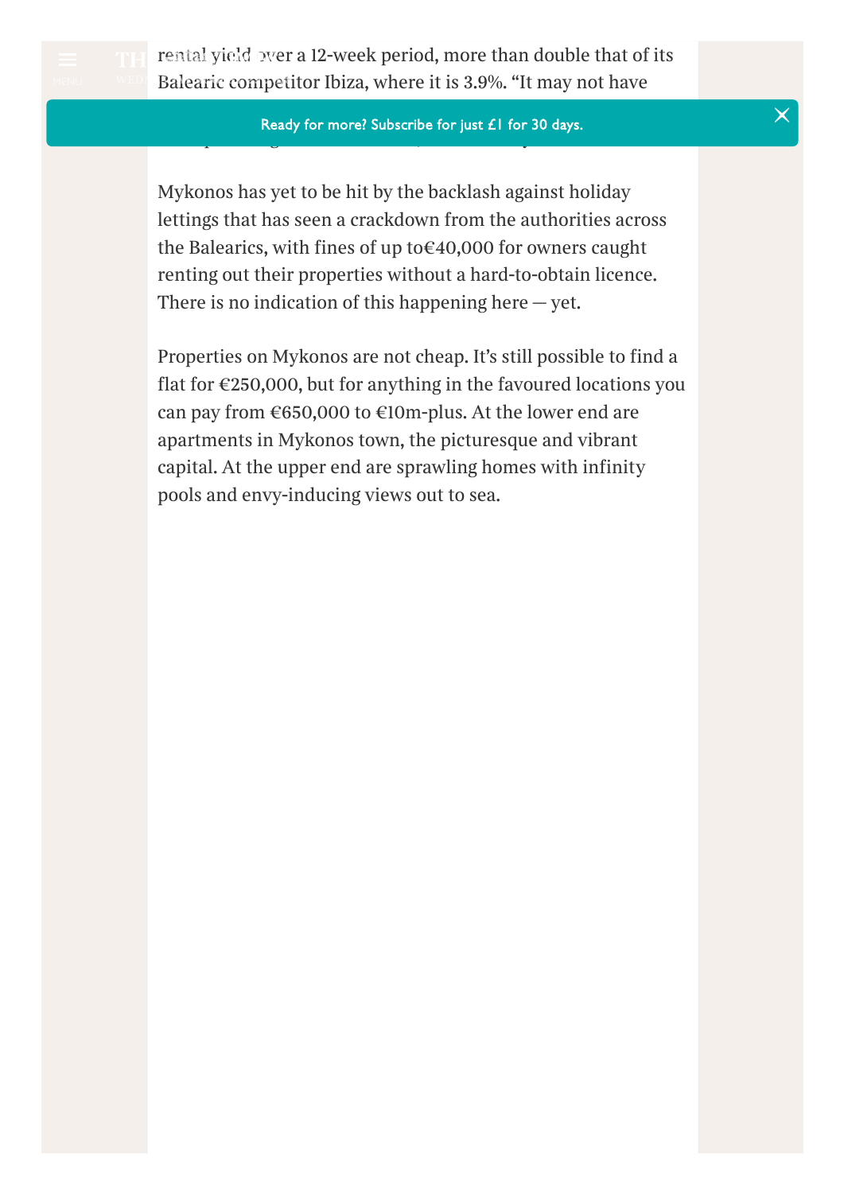rental yield over a 12-week period, more than double that of its Balearic competitor Ibiza, where it is 3.9%. “It may not have

Mykonos has yet to be hit by the backlash against holiday lettings that has seen a crackdown from the authorities across the Balearics, with fines of up to€40,000 for owners caught renting out their properties without a hard-to-obtain licence. There is no indication of this happening here — yet.

Properties on Mykonos are not cheap. It’s still possible to find a flat for €250,000, but for anything in the favoured locations you can pay from €650,000 to €10m-plus. At the lower end are apartments in Mykonos town, the picturesque and vibrant capital. At the upper end are sprawling homes with infinity pools and envy-inducing views out to sea.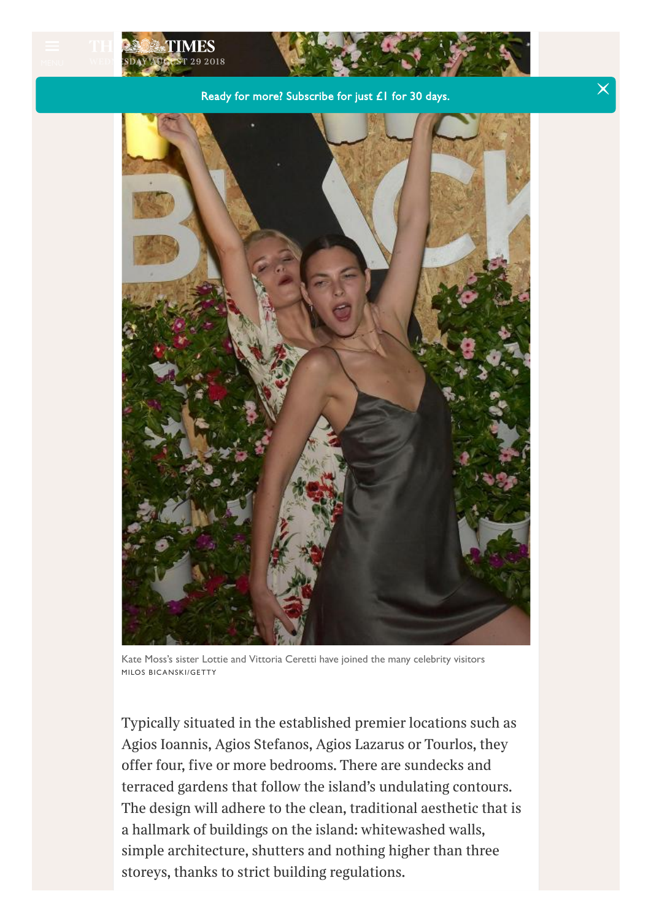Kate Moss's sister Lottie and Vittoria Ceretti have joined the many celebrity visitors
MILOS BICANSKI/GETTY

Typically situated in the established premier locations such as Agios Ioannis, Agios Stefanos, Agios Lazarus or Tourlos, they offer four, five or more bedrooms. There are sundecks and terraced gardens that follow the island's undulating contours. The design will adhere to the clean, traditional aesthetic that is a hallmark of buildings on the island: whitewashed walls, simple architecture, shutters and nothing higher than three storeys, thanks to strict building regulations.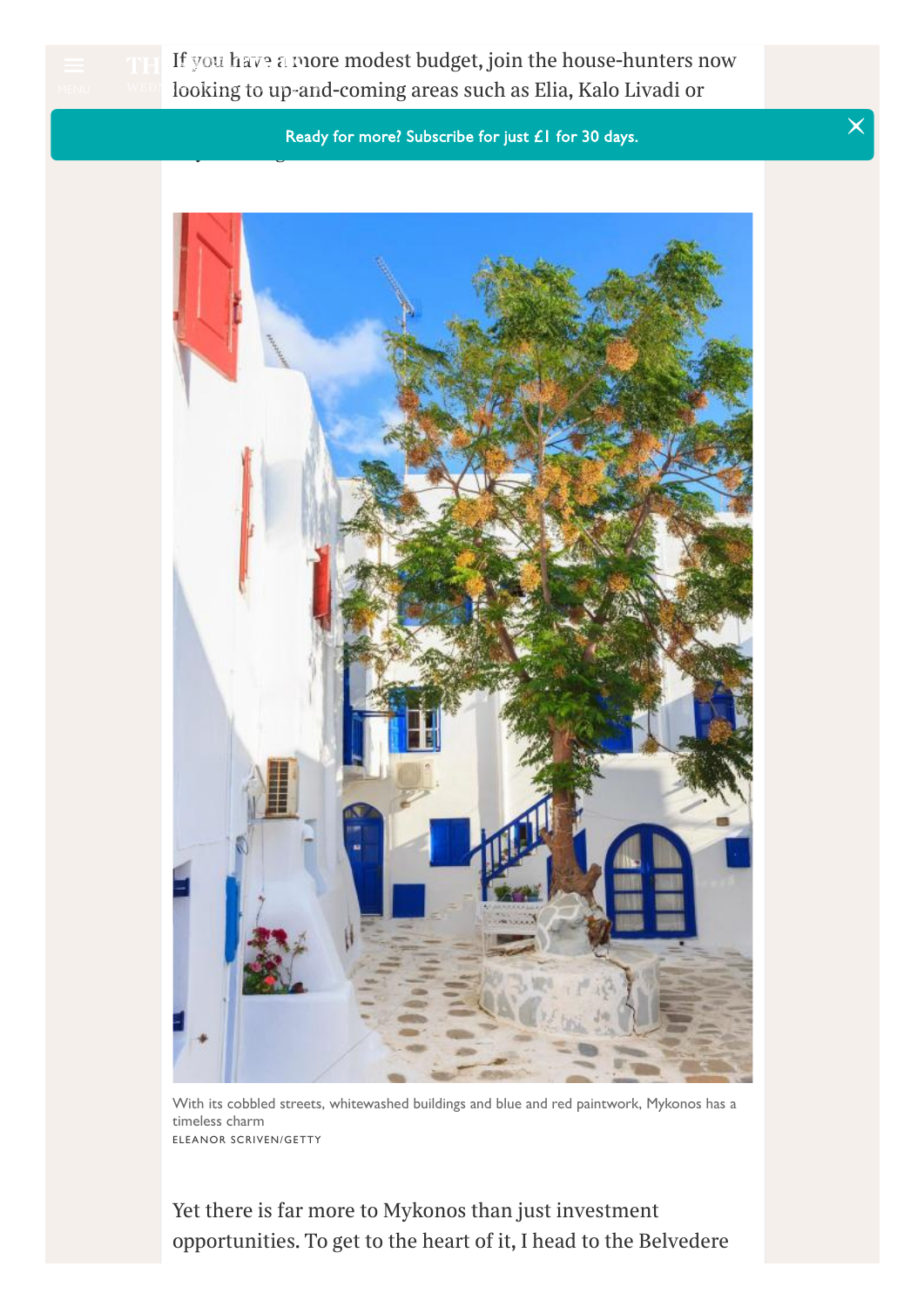If you have a more modest budget, join the house-hunters now looking to up-and-coming areas such as Elia, Kalo Livadi or

With its cobbled streets, whitewashed buildings and blue and red paintwork, Mykonos has a timeless charm
ELEANOR SCRIVEN/GETTY

Yet there is far more to Mykonos than just investment opportunities. To get to the heart of it, I head to the Belvedere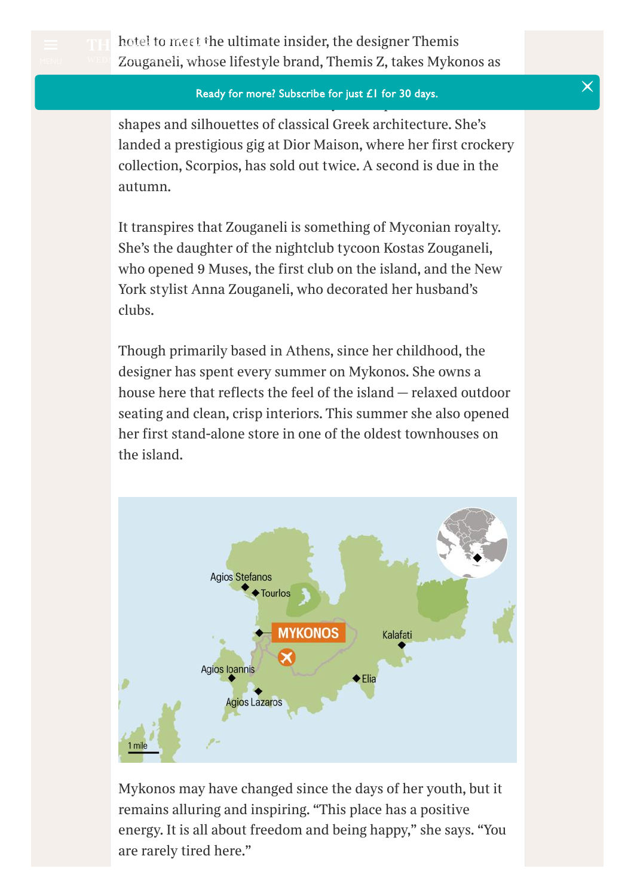hotel to meet the ultimate insider, the designer Themis Zouganeli, whose lifestyle brand, Themis Z, takes Mykonos as

shapes and silhouettes of classical Greek architecture. She's landed a prestigious gig at Dior Maison, where her first crockery collection, Scorpios, has sold out twice. A second is due in the autumn.

It transpires that Zouganeli is something of Myconian royalty. She's the daughter of the nightclub tycoon Kostas Zouganeli, who opened 9 Muses, the first club on the island, and the New York stylist Anna Zouganeli, who decorated her husband's clubs.

Though primarily based in Athens, since her childhood, the designer has spent every summer on Mykonos. She owns a house here that reflects the feel of the island — relaxed outdoor seating and clean, crisp interiors. This summer she also opened her first stand-alone store in one of the oldest townhouses on the island.

Mykonos may have changed since the days of her youth, but it remains alluring and inspiring. "This place has a positive energy. It is all about freedom and being happy," she says. "You are rarely tired here."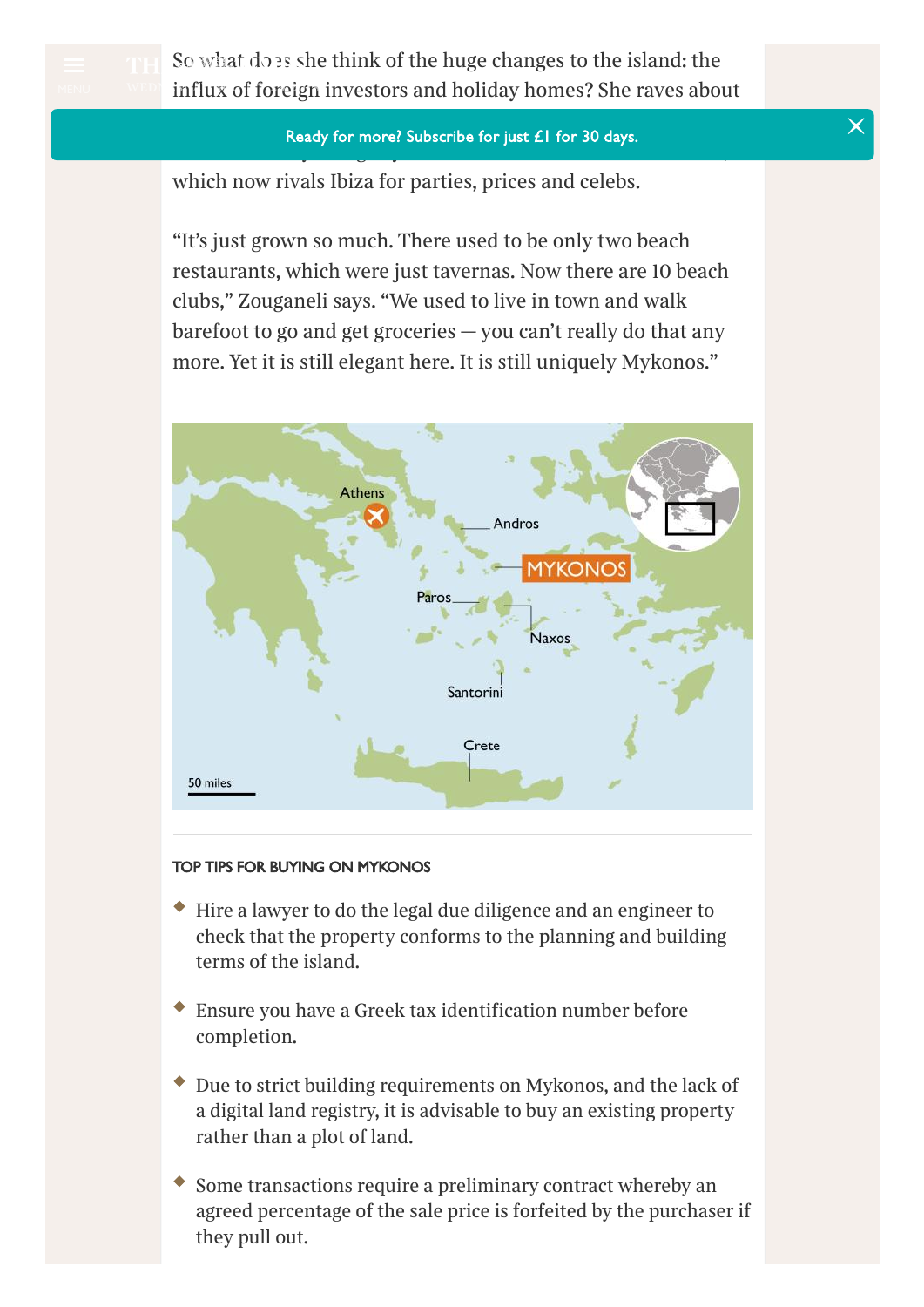So what does she think of the huge changes to the island: the influx of foreign investors and holiday homes? She raves about

which now rivals Ibiza for parties, prices and celebs.

"It's just grown so much. There used to be only two beach restaurants, which were just tavernas. Now there are 10 beach clubs," Zouganeli says. "We used to live in town and walk barefoot to go and get groceries — you can't really do that any more. Yet it is still elegant here. It is still uniquely Mykonos."

### TOP TIPS FOR BUYING ON MYKONOS

- Hire a lawyer to do the legal due diligence and an engineer to check that the property conforms to the planning and building terms of the island.
- Ensure you have a Greek tax identification number before completion.
- Due to strict building requirements on Mykonos, and the lack of a digital land registry, it is advisable to buy an existing property rather than a plot of land.
- Some transactions require a preliminary contract whereby an agreed percentage of the sale price is forfeited by the purchaser if they pull out.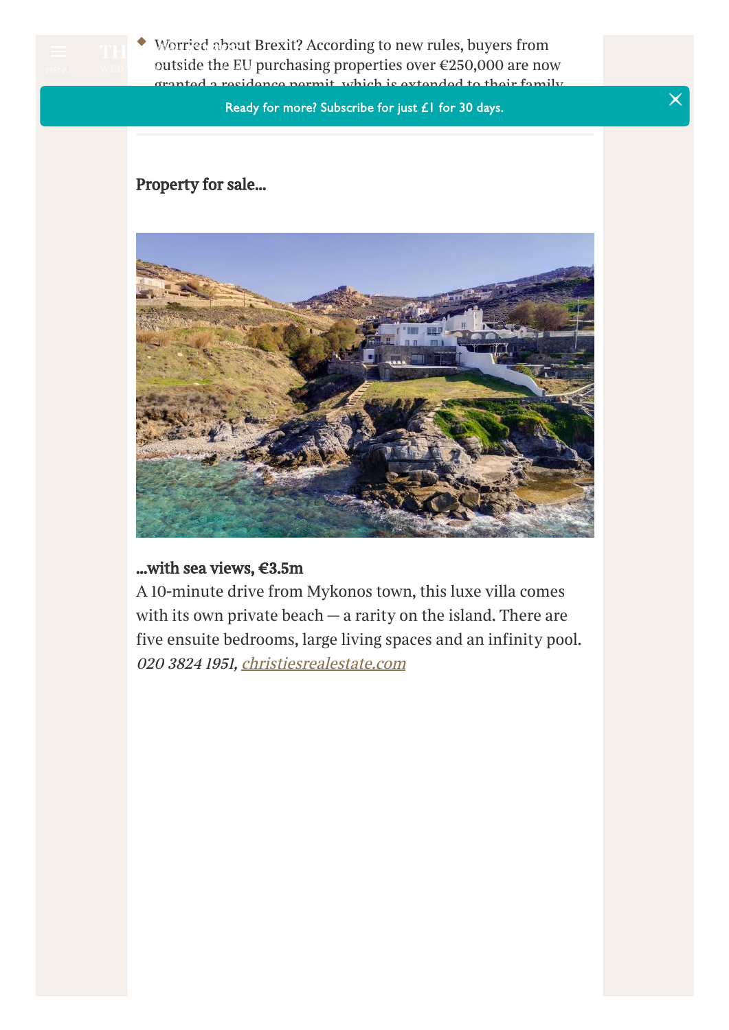- Worried about Brexit? According to new rules, buyers from outside the EU purchasing properties over €250,000 are now granted a residence permit, which is extended to their family.

Ready for more? Subscribe for just £1 for 30 days.

### Property for sale...

**...with sea views, €3.5m**

A 10-minute drive from Mykonos town, this luxe villa comes with its own private beach — a rarity on the island. There are five ensuite bedrooms, large living spaces and an infinity pool. *020 3824 1951, christiesrealestate.com*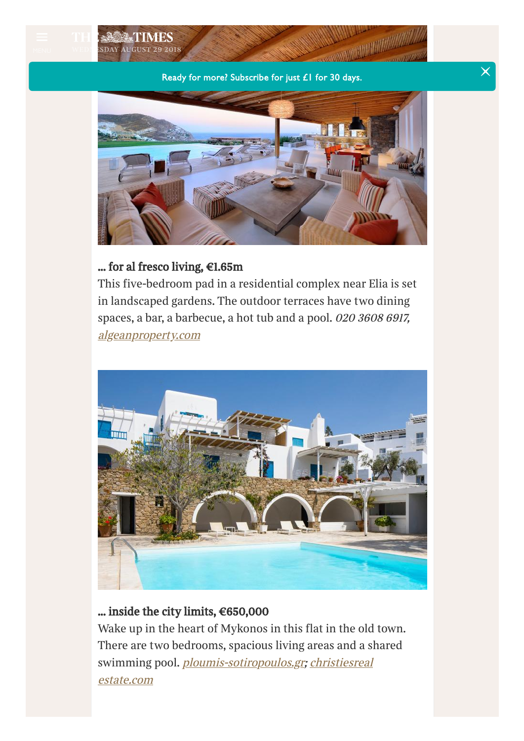**... for al fresco living, €1.65m**

This five-bedroom pad in a residential complex near Elia is set in landscaped gardens. The outdoor terraces have two dining spaces, a bar, a barbecue, a hot tub and a pool. *020 3608 6917,* *algeanproperty.com*

**... inside the city limits, €650,000**

Wake up in the heart of Mykonos in this flat in the old town. There are two bedrooms, spacious living areas and a shared swimming pool. *ploumis-sotiropoulos.gr*; *christiesrealestate.com*